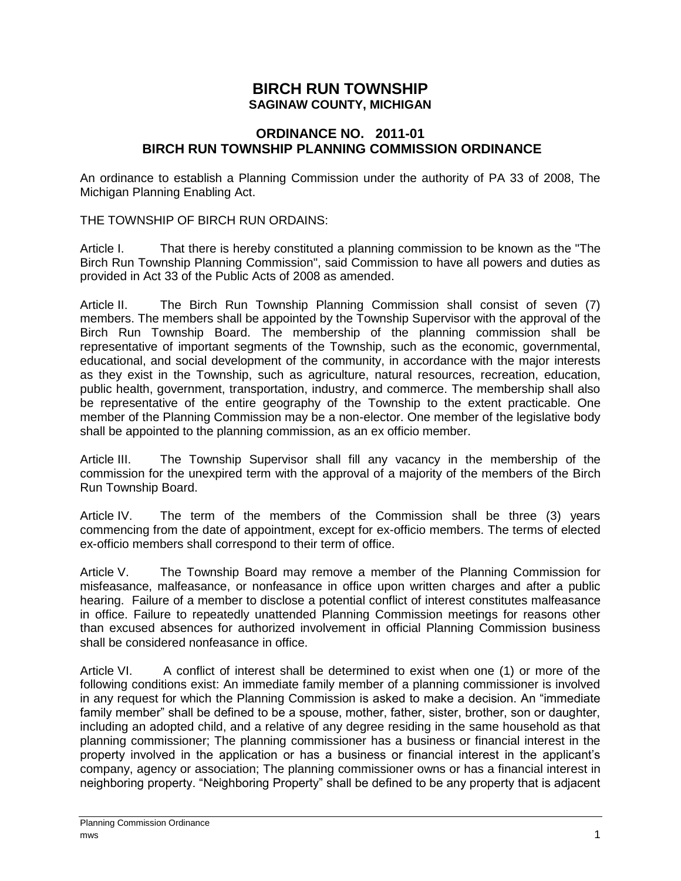# BIRCH RUN TOWNSHIP
## SAGINAW COUNTY, MICHIGAN

## ORDINANCE NO. 2011-01
## BIRCH RUN TOWNSHIP PLANNING COMMISSION ORDINANCE

An ordinance to establish a Planning Commission under the authority of PA 33 of 2008, The Michigan Planning Enabling Act.

THE TOWNSHIP OF BIRCH RUN ORDAINS:

Article I. That there is hereby constituted a planning commission to be known as the "The Birch Run Township Planning Commission", said Commission to have all powers and duties as provided in Act 33 of the Public Acts of 2008 as amended.

Article II. The Birch Run Township Planning Commission shall consist of seven (7) members. The members shall be appointed by the Township Supervisor with the approval of the Birch Run Township Board. The membership of the planning commission shall be representative of important segments of the Township, such as the economic, governmental, educational, and social development of the community, in accordance with the major interests as they exist in the Township, such as agriculture, natural resources, recreation, education, public health, government, transportation, industry, and commerce. The membership shall also be representative of the entire geography of the Township to the extent practicable. One member of the Planning Commission may be a non-elector. One member of the legislative body shall be appointed to the planning commission, as an ex officio member.

Article III. The Township Supervisor shall fill any vacancy in the membership of the commission for the unexpired term with the approval of a majority of the members of the Birch Run Township Board.

Article IV. The term of the members of the Commission shall be three (3) years commencing from the date of appointment, except for ex-officio members. The terms of elected ex-officio members shall correspond to their term of office.

Article V. The Township Board may remove a member of the Planning Commission for misfeasance, malfeasance, or nonfeasance in office upon written charges and after a public hearing. Failure of a member to disclose a potential conflict of interest constitutes malfeasance in office. Failure to repeatedly unattended Planning Commission meetings for reasons other than excused absences for authorized involvement in official Planning Commission business shall be considered nonfeasance in office.

Article VI. A conflict of interest shall be determined to exist when one (1) or more of the following conditions exist: An immediate family member of a planning commissioner is involved in any request for which the Planning Commission is asked to make a decision. An "immediate family member" shall be defined to be a spouse, mother, father, sister, brother, son or daughter, including an adopted child, and a relative of any degree residing in the same household as that planning commissioner; The planning commissioner has a business or financial interest in the property involved in the application or has a business or financial interest in the applicant's company, agency or association; The planning commissioner owns or has a financial interest in neighboring property. "Neighboring Property" shall be defined to be any property that is adjacent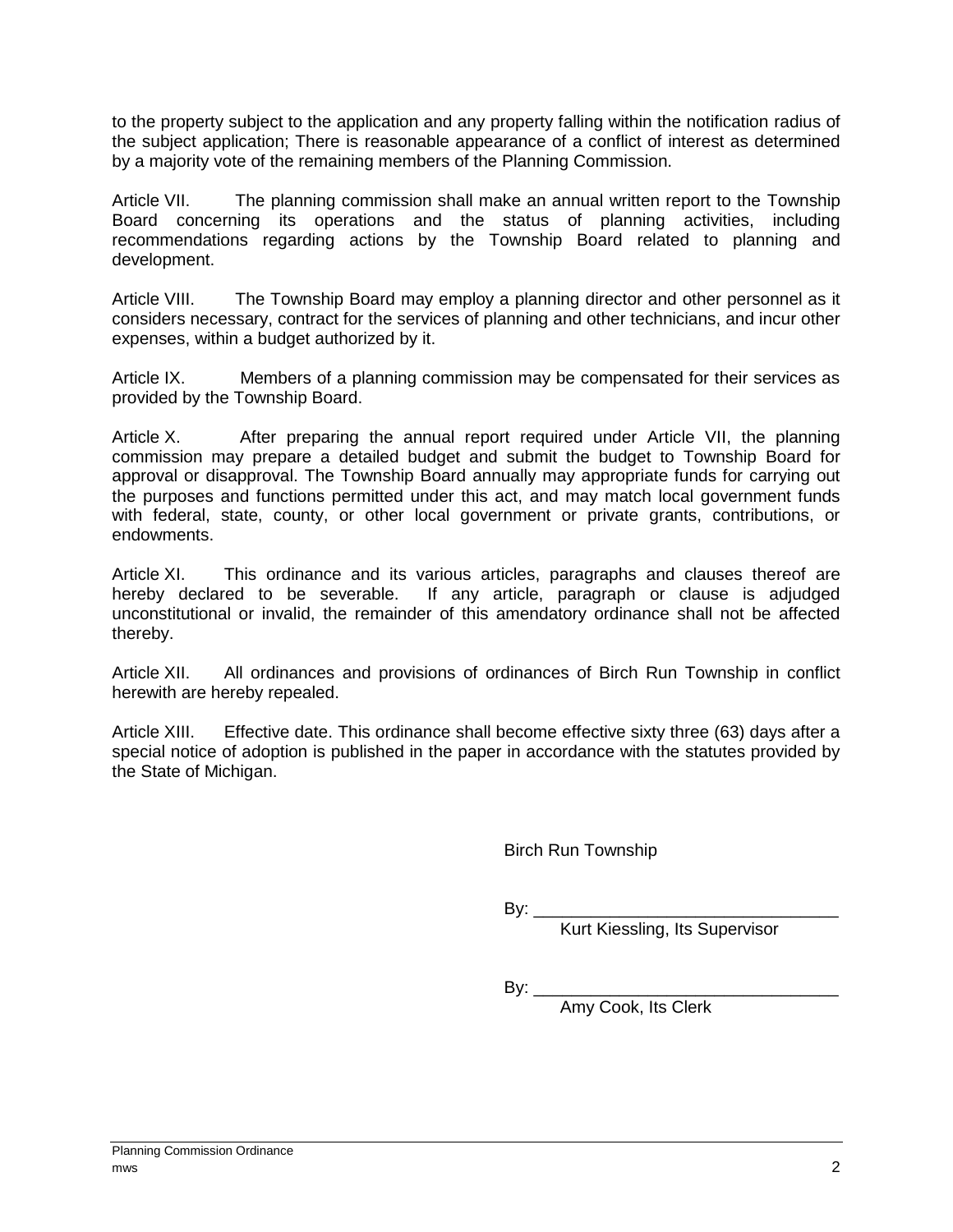to the property subject to the application and any property falling within the notification radius of the subject application; There is reasonable appearance of a conflict of interest as determined by a majority vote of the remaining members of the Planning Commission.

Article VII. The planning commission shall make an annual written report to the Township Board concerning its operations and the status of planning activities, including recommendations regarding actions by the Township Board related to planning and development.

Article VIII. The Township Board may employ a planning director and other personnel as it considers necessary, contract for the services of planning and other technicians, and incur other expenses, within a budget authorized by it.

Article IX. Members of a planning commission may be compensated for their services as provided by the Township Board.

Article X. After preparing the annual report required under Article VII, the planning commission may prepare a detailed budget and submit the budget to Township Board for approval or disapproval. The Township Board annually may appropriate funds for carrying out the purposes and functions permitted under this act, and may match local government funds with federal, state, county, or other local government or private grants, contributions, or endowments.

Article XI. This ordinance and its various articles, paragraphs and clauses thereof are hereby declared to be severable. If any article, paragraph or clause is adjudged unconstitutional or invalid, the remainder of this amendatory ordinance shall not be affected thereby.

Article XII. All ordinances and provisions of ordinances of Birch Run Township in conflict herewith are hereby repealed.

Article XIII. Effective date. This ordinance shall become effective sixty three (63) days after a special notice of adoption is published in the paper in accordance with the statutes provided by the State of Michigan.

Birch Run Township

By: ________________________________
Kurt Kiessling, Its Supervisor

By: ________________________________
Amy Cook, Its Clerk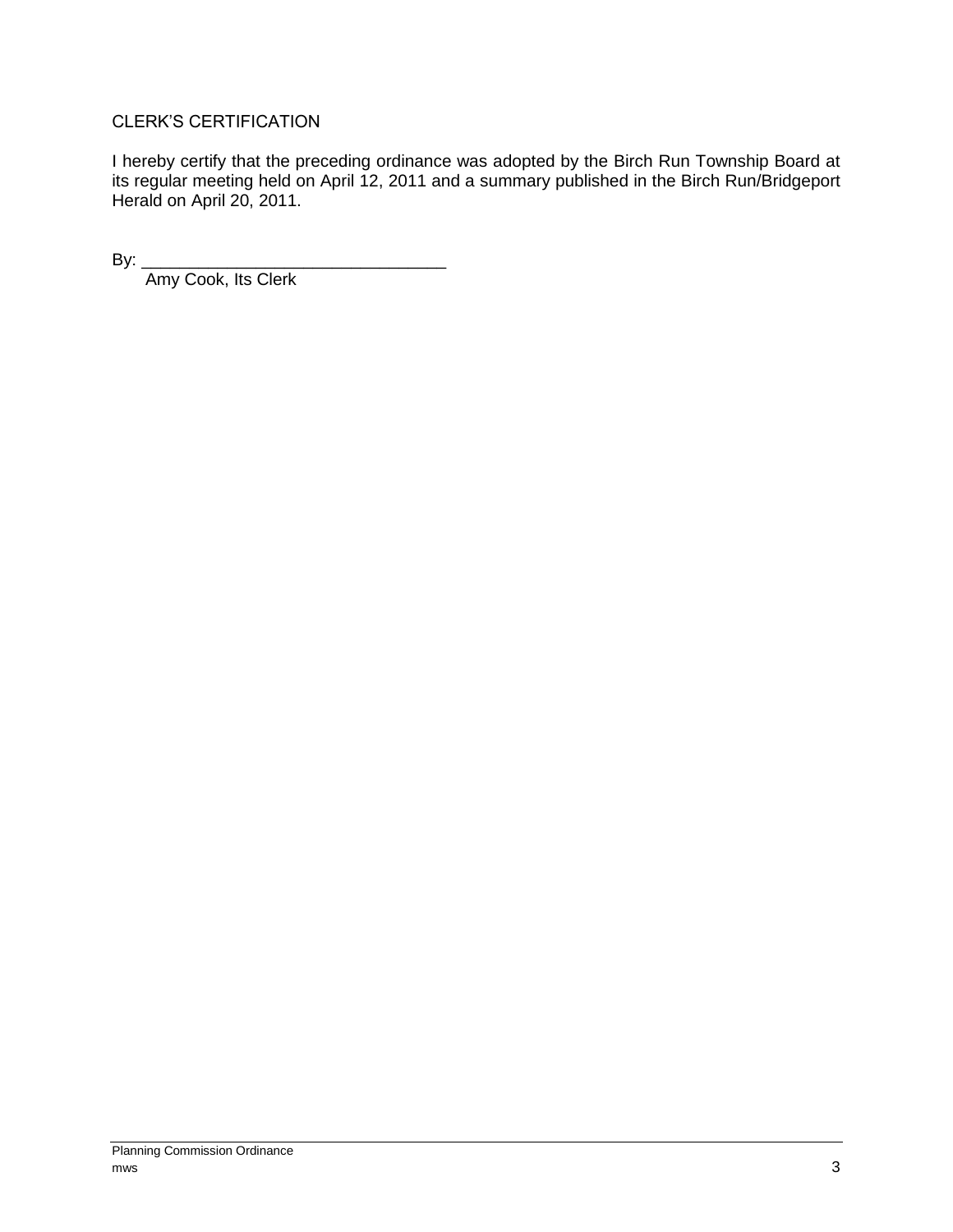CLERK'S CERTIFICATION

I hereby certify that the preceding ordinance was adopted by the Birch Run Township Board at its regular meeting held on April 12, 2011 and a summary published in the Birch Run/Bridgeport Herald on April 20, 2011.

By: ________________________________
Amy Cook, Its Clerk